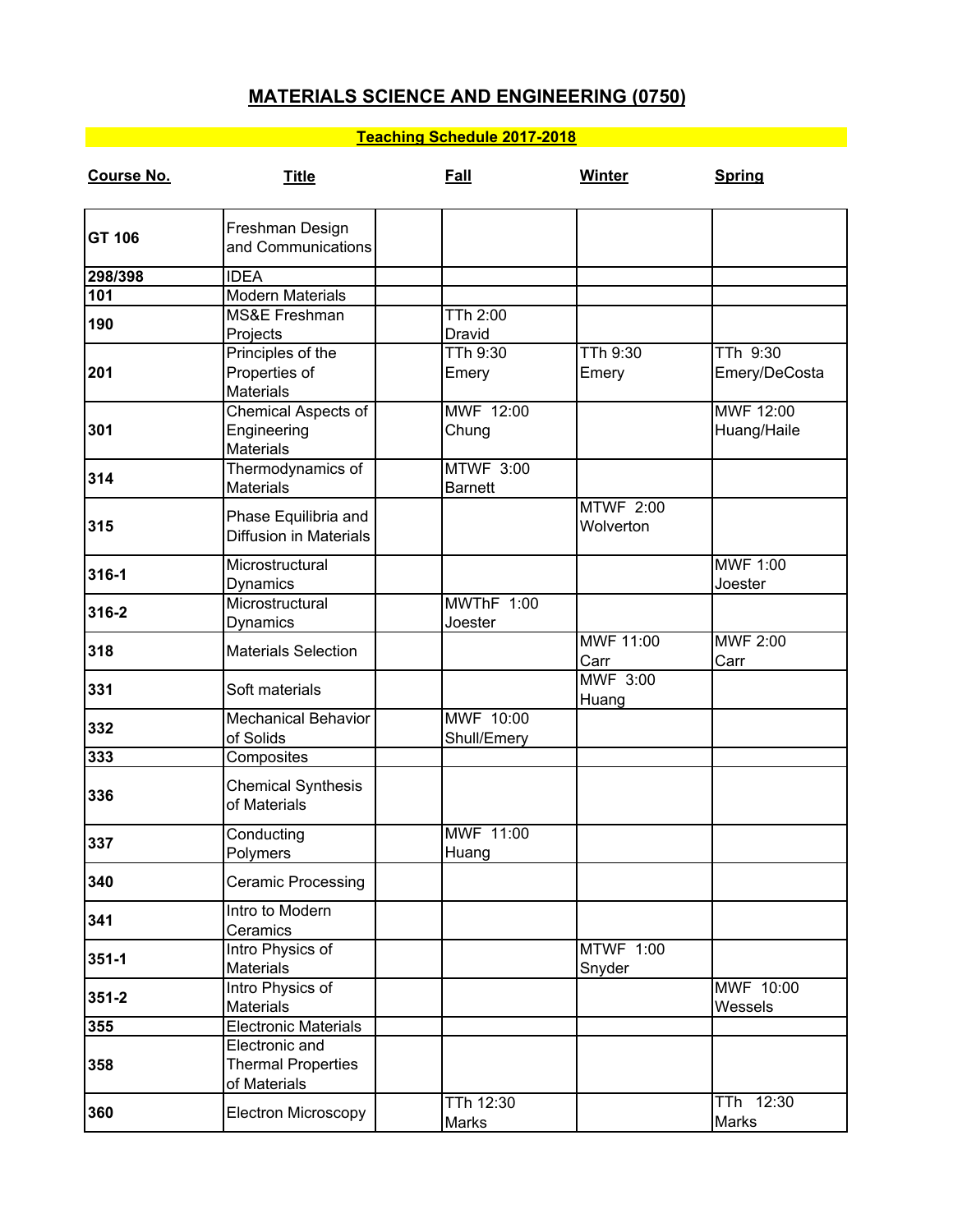# MATERIALS SCIENCE AND ENGINEERING (0750)

## Teaching Schedule 2017-2018

| Course No. | Title | Fall | Winter | Spring |
|---|---|---|---|---|
| GT 106 | Freshman Design and Communications | | | |
| 298/398 | IDEA | | | |
| 101 | Modern Materials | | | |
| 190 | MS&E Freshman Projects | TTh 2:00 Dravid | | |
| 201 | Principles of the Properties of Materials | TTh 9:30 Emery | TTh 9:30 Emery | TTh 9:30 Emery/DeCosta |
| 301 | Chemical Aspects of Engineering Materials | MWF 12:00 Chung | | MWF 12:00 Huang/Haile |
| 314 | Thermodynamics of Materials | MTWF 3:00 Barnett | | |
| 315 | Phase Equilibria and Diffusion in Materials | | MTWF 2:00 Wolverton | |
| 316-1 | Microstructural Dynamics | | | MWF 1:00 Joester |
| 316-2 | Microstructural Dynamics | MWThF 1:00 Joester | | |
| 318 | Materials Selection | | MWF 11:00 Carr | MWF 2:00 Carr |
| 331 | Soft materials | | MWF 3:00 Huang | |
| 332 | Mechanical Behavior of Solids | MWF 10:00 Shull/Emery | | |
| 333 | Composites | | | |
| 336 | Chemical Synthesis of Materials | | | |
| 337 | Conducting Polymers | MWF 11:00 Huang | | |
| 340 | Ceramic Processing | | | |
| 341 | Intro to Modern Ceramics | | | |
| 351-1 | Intro Physics of Materials | | MTWF 1:00 Snyder | |
| 351-2 | Intro Physics of Materials | | | MWF 10:00 Wessels |
| 355 | Electronic Materials | | | |
| 358 | Electronic and Thermal Properties of Materials | | | |
| 360 | Electron Microscopy | TTh 12:30 Marks | | TTh 12:30 Marks |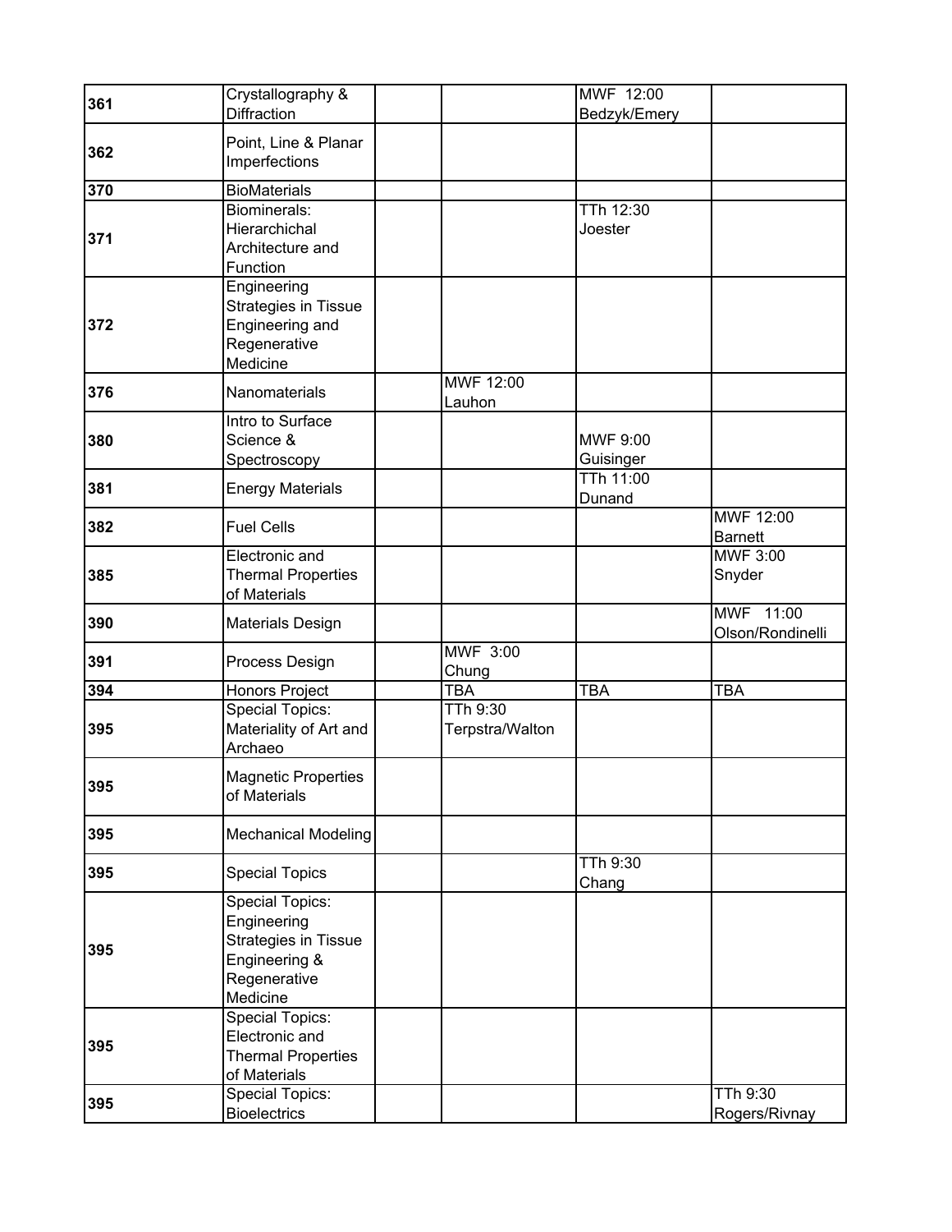| | | | | | |
|---|---|---|---|---|---|
| 361 | Crystallography & Diffraction | | | MWF 12:00 Bedzyk/Emery | |
| 362 | Point, Line & Planar Imperfections | | | | |
| 370 | BioMaterials | | | | |
| 371 | Biominerals: Hierarchichal Architecture and Function | | | TTh 12:30 Joester | |
| 372 | Engineering Strategies in Tissue Engineering and Regenerative Medicine | | | | |
| 376 | Nanomaterials | | MWF 12:00 Lauhon | | |
| 380 | Intro to Surface Science & Spectroscopy | | | MWF 9:00 Guisinger | |
| 381 | Energy Materials | | | TTh 11:00 Dunand | |
| 382 | Fuel Cells | | | | MWF 12:00 Barnett |
| 385 | Electronic and Thermal Properties of Materials | | | | MWF 3:00 Snyder |
| 390 | Materials Design | | | | MWF 11:00 Olson/Rondinelli |
| 391 | Process Design | | MWF 3:00 Chung | | |
| 394 | Honors Project | | TBA | TBA | TBA |
| 395 | Special Topics: Materiality of Art and Archaeo | | TTh 9:30 Terpstra/Walton | | |
| 395 | Magnetic Properties of Materials | | | | |
| 395 | Mechanical Modeling | | | | |
| 395 | Special Topics | | | TTh 9:30 Chang | |
| 395 | Special Topics: Engineering Strategies in Tissue Engineering & Regenerative Medicine | | | | |
| 395 | Special Topics: Electronic and Thermal Properties of Materials | | | | |
| 395 | Special Topics: Bioelectrics | | | | TTh 9:30 Rogers/Rivnay |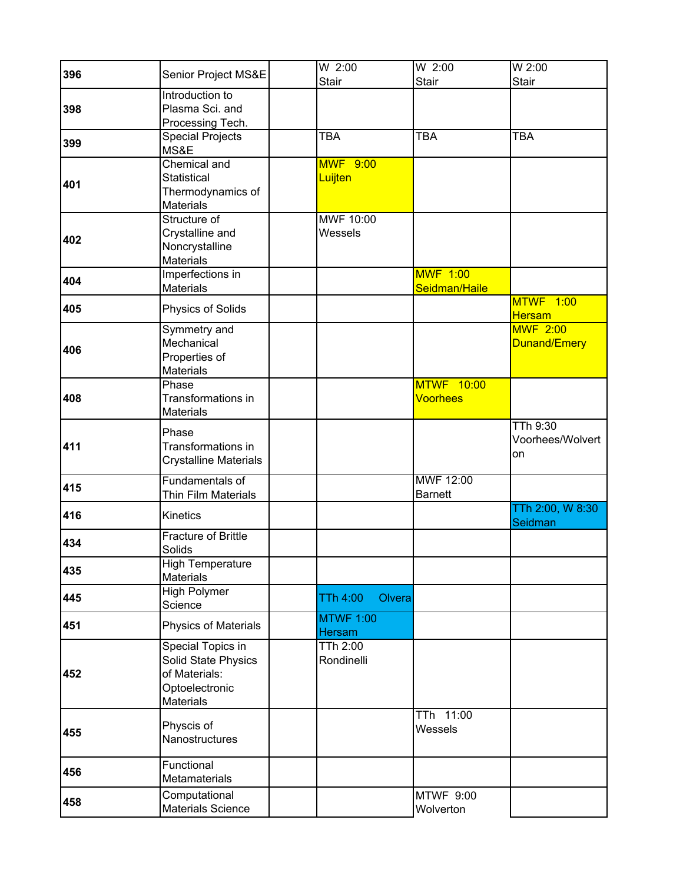| | | | | | |
|---|---|---|---|---|---|
| **396** | Senior Project MS&E | | W 2:00 Stair | W 2:00 Stair | W 2:00 Stair |
| **398** | Introduction to Plasma Sci. and Processing Tech. | | | | |
| **399** | Special Projects MS&E | | TBA | TBA | TBA |
| **401** | Chemical and Statistical Thermodynamics of Materials | | MWF 9:00 Luijten | | |
| **402** | Structure of Crystalline and Noncrystalline Materials | | MWF 10:00 Wessels | | |
| **404** | Imperfections in Materials | | | MWF 1:00 Seidman/Haile | |
| **405** | Physics of Solids | | | | MTWF 1:00 Hersam |
| **406** | Symmetry and Mechanical Properties of Materials | | | | MWF 2:00 Dunand/Emery |
| **408** | Phase Transformations in Materials | | | MTWF 10:00 Voorhees | |
| **411** | Phase Transformations in Crystalline Materials | | | | TTh 9:30 Voorhees/Wolverton |
| **415** | Fundamentals of Thin Film Materials | | | MWF 12:00 Barnett | |
| **416** | Kinetics | | | | TTh 2:00, W 8:30 Seidman |
| **434** | Fracture of Brittle Solids | | | | |
| **435** | High Temperature Materials | | | | |
| **445** | High Polymer Science | | TTh 4:00 Olvera | | |
| **451** | Physics of Materials | | MTWF 1:00 Hersam | | |
| **452** | Special Topics in Solid State Physics of Materials: Optoelectronic Materials | | TTh 2:00 Rondinelli | | |
| **455** | Physcis of Nanostructures | | | TTh 11:00 Wessels | |
| **456** | Functional Metamaterials | | | | |
| **458** | Computational Materials Science | | | MTWF 9:00 Wolverton | |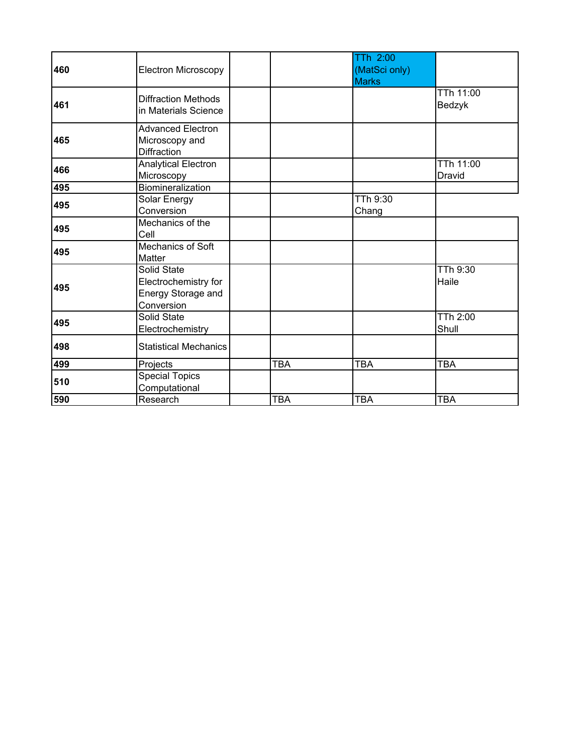| | | | | | |
|---|---|---|---|---|---|
| **460** | Electron Microscopy | | | TTh 2:00 (MatSci only) Marks | |
| **461** | Diffraction Methods in Materials Science | | | | TTh 11:00 Bedzyk |
| **465** | Advanced Electron Microscopy and Diffraction | | | | |
| **466** | Analytical Electron Microscopy | | | | TTh 11:00 Dravid |
| **495** | Biomineralization | | | | |
| **495** | Solar Energy Conversion | | | TTh 9:30 Chang | |
| **495** | Mechanics of the Cell | | | | |
| **495** | Mechanics of Soft Matter | | | | |
| **495** | Solid State Electrochemistry for Energy Storage and Conversion | | | | TTh 9:30 Haile |
| **495** | Solid State Electrochemistry | | | | TTh 2:00 Shull |
| **498** | Statistical Mechanics | | | | |
| **499** | Projects | | TBA | TBA | TBA |
| **510** | Special Topics Computational | | | | |
| **590** | Research | | TBA | TBA | TBA |